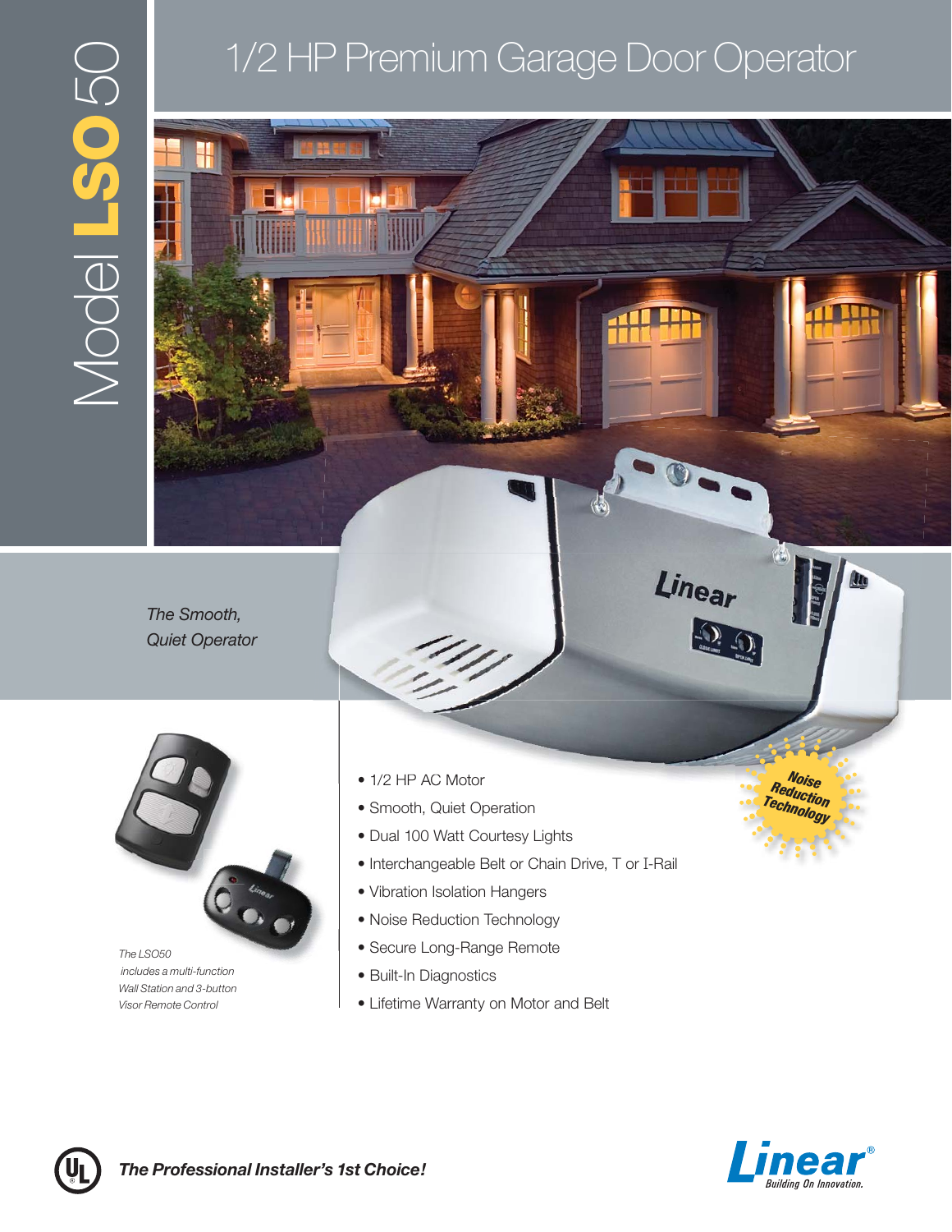# Model LSO50

## 1/2 HP Premium Garage Door Operator

*The Smooth, Quiet Operator*

*The LSO50 includes a multi-function Wall Station and 3-button Visor Remote Control*

- 1/2 HP AC Motor
- Smooth, Quiet Operation
- Dual 100 Watt Courtesy Lights
- Interchangeable Belt or Chain Drive, T or I-Rail
- Vibration Isolation Hangers
- Noise Reduction Technology
- Secure Long-Range Remote
- Built-In Diagnostics
- Lifetime Warranty on Motor and Belt

**Noise Reduction Technology**

***The Professional Installer's 1st Choice!***

Linear® Building On Innovation.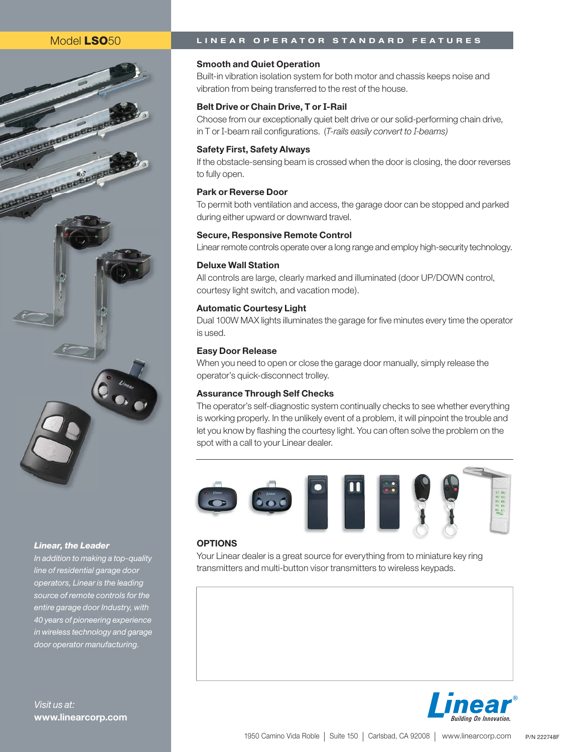Model **LSO**50

## LINEAR OPERATOR STANDARD FEATURES

**Smooth and Quiet Operation**

Built-in vibration isolation system for both motor and chassis keeps noise and vibration from being transferred to the rest of the house.

**Belt Drive or Chain Drive, T or I-Rail**

Choose from our exceptionally quiet belt drive or our solid-performing chain drive, in T or I-beam rail configurations. (*T-rails easily convert to I-beams)*

**Safety First, Safety Always**

If the obstacle-sensing beam is crossed when the door is closing, the door reverses to fully open.

**Park or Reverse Door**

To permit both ventilation and access, the garage door can be stopped and parked during either upward or downward travel.

**Secure, Responsive Remote Control**

Linear remote controls operate over a long range and employ high-security technology.

**Deluxe Wall Station**

All controls are large, clearly marked and illuminated (door UP/DOWN control, courtesy light switch, and vacation mode).

**Automatic Courtesy Light**

Dual 100W MAX lights illuminates the garage for five minutes every time the operator is used.

**Easy Door Release**

When you need to open or close the garage door manually, simply release the operator's quick-disconnect trolley.

**Assurance Through Self Checks**

The operator's self-diagnostic system continually checks to see whether everything is working properly. In the unlikely event of a problem, it will pinpoint the trouble and let you know by flashing the courtesy light. You can often solve the problem on the spot with a call to your Linear dealer.

**OPTIONS**

Your Linear dealer is a great source for everything from to miniature key ring transmitters and multi-button visor transmitters to wireless keypads.

***Linear, the Leader***

*In addition to making a top-quality line of residential garage door operators, Linear is the leading source of remote controls for the entire garage door Industry, with 40 years of pioneering experience in wireless technology and garage door operator manufacturing.*

*Visit us at:*
**www.linearcorp.com**

Linear® Building On Innovation.

1950 Camino Vida Roble | Suite 150 | Carlsbad, CA 92008 | www.linearcorp.com

P/N 222748F